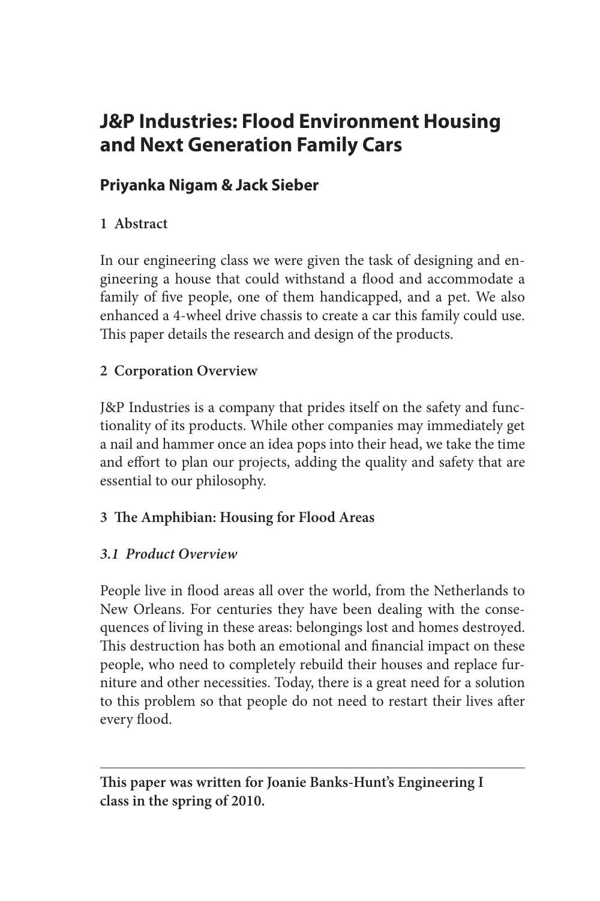# J&P Industries: Flood Environment Housing and Next Generation Family Cars

## Priyanka Nigam & Jack Sieber

### 1 Abstract

In our engineering class we were given the task of designing and engineering a house that could withstand a flood and accommodate a family of five people, one of them handicapped, and a pet. We also enhanced a 4-wheel drive chassis to create a car this family could use. This paper details the research and design of the products.

### 2 Corporation Overview

J&P Industries is a company that prides itself on the safety and functionality of its products. While other companies may immediately get a nail and hammer once an idea pops into their head, we take the time and effort to plan our projects, adding the quality and safety that are essential to our philosophy.

### 3 The Amphibian: Housing for Flood Areas

#### *3.1 Product Overview*

People live in flood areas all over the world, from the Netherlands to New Orleans. For centuries they have been dealing with the consequences of living in these areas: belongings lost and homes destroyed. This destruction has both an emotional and financial impact on these people, who need to completely rebuild their houses and replace furniture and other necessities. Today, there is a great need for a solution to this problem so that people do not need to restart their lives after every flood.

---

**This paper was written for Joanie Banks-Hunt's Engineering I class in the spring of 2010.**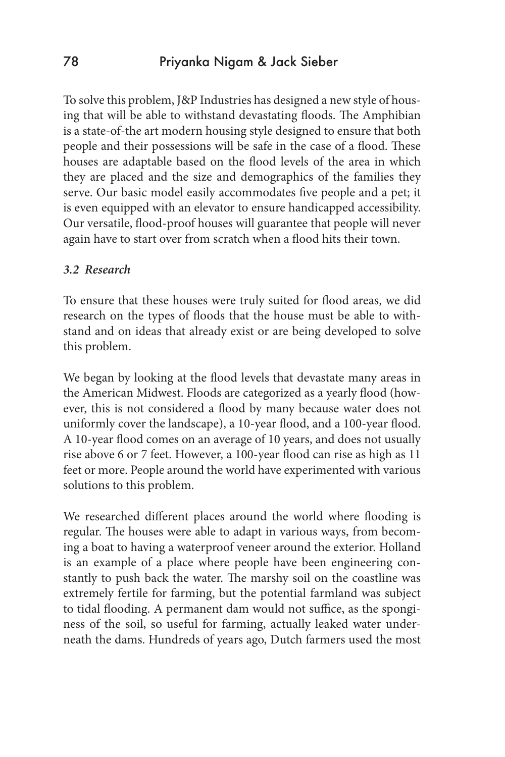To solve this problem, J&P Industries has designed a new style of housing that will be able to withstand devastating floods. The Amphibian is a state-of-the art modern housing style designed to ensure that both people and their possessions will be safe in the case of a flood. These houses are adaptable based on the flood levels of the area in which they are placed and the size and demographics of the families they serve. Our basic model easily accommodates five people and a pet; it is even equipped with an elevator to ensure handicapped accessibility. Our versatile, flood-proof houses will guarantee that people will never again have to start over from scratch when a flood hits their town.

### *3.2 Research*

To ensure that these houses were truly suited for flood areas, we did research on the types of floods that the house must be able to withstand and on ideas that already exist or are being developed to solve this problem.

We began by looking at the flood levels that devastate many areas in the American Midwest. Floods are categorized as a yearly flood (however, this is not considered a flood by many because water does not uniformly cover the landscape), a 10-year flood, and a 100-year flood. A 10-year flood comes on an average of 10 years, and does not usually rise above 6 or 7 feet. However, a 100-year flood can rise as high as 11 feet or more. People around the world have experimented with various solutions to this problem.

We researched different places around the world where flooding is regular. The houses were able to adapt in various ways, from becoming a boat to having a waterproof veneer around the exterior. Holland is an example of a place where people have been engineering constantly to push back the water. The marshy soil on the coastline was extremely fertile for farming, but the potential farmland was subject to tidal flooding. A permanent dam would not suffice, as the sponginess of the soil, so useful for farming, actually leaked water underneath the dams. Hundreds of years ago, Dutch farmers used the most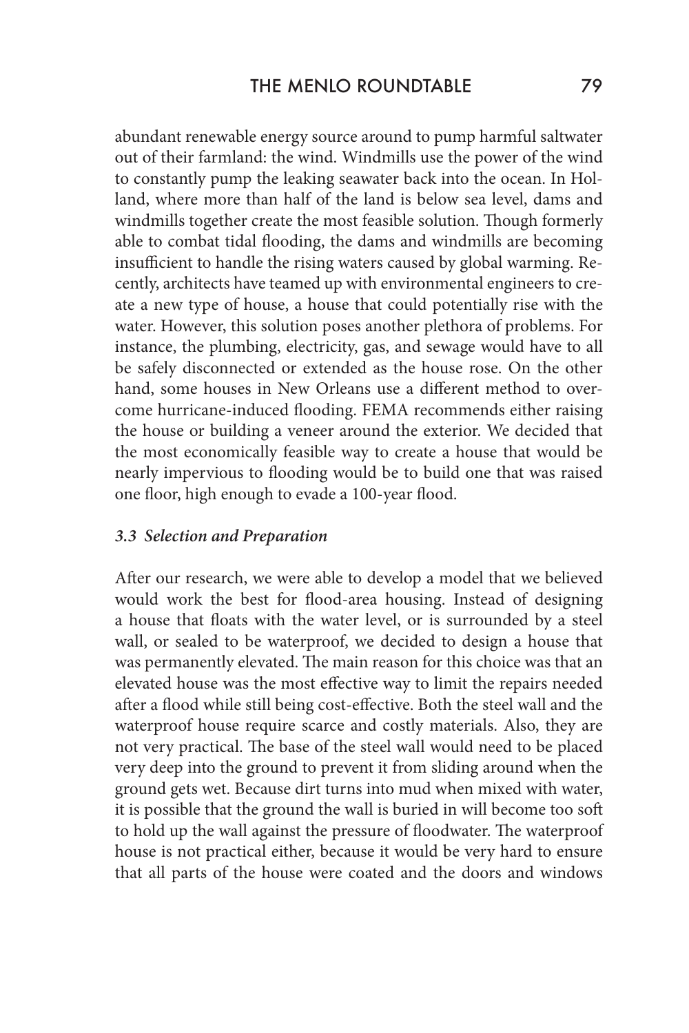abundant renewable energy source around to pump harmful saltwater out of their farmland: the wind. Windmills use the power of the wind to constantly pump the leaking seawater back into the ocean. In Holland, where more than half of the land is below sea level, dams and windmills together create the most feasible solution. Though formerly able to combat tidal flooding, the dams and windmills are becoming insufficient to handle the rising waters caused by global warming. Recently, architects have teamed up with environmental engineers to create a new type of house, a house that could potentially rise with the water. However, this solution poses another plethora of problems. For instance, the plumbing, electricity, gas, and sewage would have to all be safely disconnected or extended as the house rose. On the other hand, some houses in New Orleans use a different method to overcome hurricane-induced flooding. FEMA recommends either raising the house or building a veneer around the exterior. We decided that the most economically feasible way to create a house that would be nearly impervious to flooding would be to build one that was raised one floor, high enough to evade a 100-year flood.

### *3.3 Selection and Preparation*

After our research, we were able to develop a model that we believed would work the best for flood-area housing. Instead of designing a house that floats with the water level, or is surrounded by a steel wall, or sealed to be waterproof, we decided to design a house that was permanently elevated. The main reason for this choice was that an elevated house was the most effective way to limit the repairs needed after a flood while still being cost-effective. Both the steel wall and the waterproof house require scarce and costly materials. Also, they are not very practical. The base of the steel wall would need to be placed very deep into the ground to prevent it from sliding around when the ground gets wet. Because dirt turns into mud when mixed with water, it is possible that the ground the wall is buried in will become too soft to hold up the wall against the pressure of floodwater. The waterproof house is not practical either, because it would be very hard to ensure that all parts of the house were coated and the doors and windows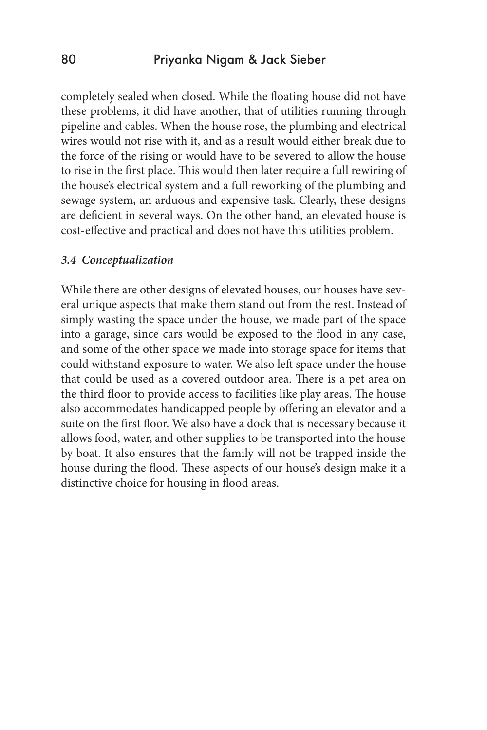completely sealed when closed. While the floating house did not have these problems, it did have another, that of utilities running through pipeline and cables. When the house rose, the plumbing and electrical wires would not rise with it, and as a result would either break due to the force of the rising or would have to be severed to allow the house to rise in the first place. This would then later require a full rewiring of the house's electrical system and a full reworking of the plumbing and sewage system, an arduous and expensive task. Clearly, these designs are deficient in several ways. On the other hand, an elevated house is cost-effective and practical and does not have this utilities problem.

### *3.4 Conceptualization*

While there are other designs of elevated houses, our houses have several unique aspects that make them stand out from the rest. Instead of simply wasting the space under the house, we made part of the space into a garage, since cars would be exposed to the flood in any case, and some of the other space we made into storage space for items that could withstand exposure to water. We also left space under the house that could be used as a covered outdoor area. There is a pet area on the third floor to provide access to facilities like play areas. The house also accommodates handicapped people by offering an elevator and a suite on the first floor. We also have a dock that is necessary because it allows food, water, and other supplies to be transported into the house by boat. It also ensures that the family will not be trapped inside the house during the flood. These aspects of our house's design make it a distinctive choice for housing in flood areas.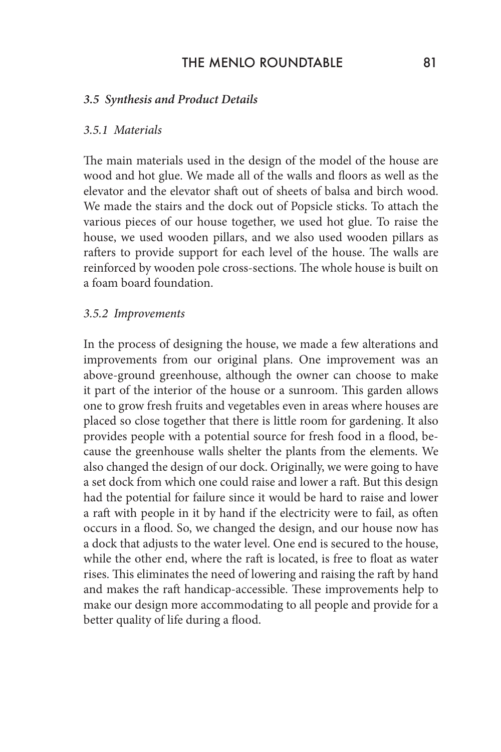### *3.5 Synthesis and Product Details*

#### *3.5.1 Materials*

The main materials used in the design of the model of the house are wood and hot glue. We made all of the walls and floors as well as the elevator and the elevator shaft out of sheets of balsa and birch wood. We made the stairs and the dock out of Popsicle sticks. To attach the various pieces of our house together, we used hot glue. To raise the house, we used wooden pillars, and we also used wooden pillars as rafters to provide support for each level of the house. The walls are reinforced by wooden pole cross-sections. The whole house is built on a foam board foundation.

#### *3.5.2 Improvements*

In the process of designing the house, we made a few alterations and improvements from our original plans. One improvement was an above-ground greenhouse, although the owner can choose to make it part of the interior of the house or a sunroom. This garden allows one to grow fresh fruits and vegetables even in areas where houses are placed so close together that there is little room for gardening. It also provides people with a potential source for fresh food in a flood, because the greenhouse walls shelter the plants from the elements. We also changed the design of our dock. Originally, we were going to have a set dock from which one could raise and lower a raft. But this design had the potential for failure since it would be hard to raise and lower a raft with people in it by hand if the electricity were to fail, as often occurs in a flood. So, we changed the design, and our house now has a dock that adjusts to the water level. One end is secured to the house, while the other end, where the raft is located, is free to float as water rises. This eliminates the need of lowering and raising the raft by hand and makes the raft handicap-accessible. These improvements help to make our design more accommodating to all people and provide for a better quality of life during a flood.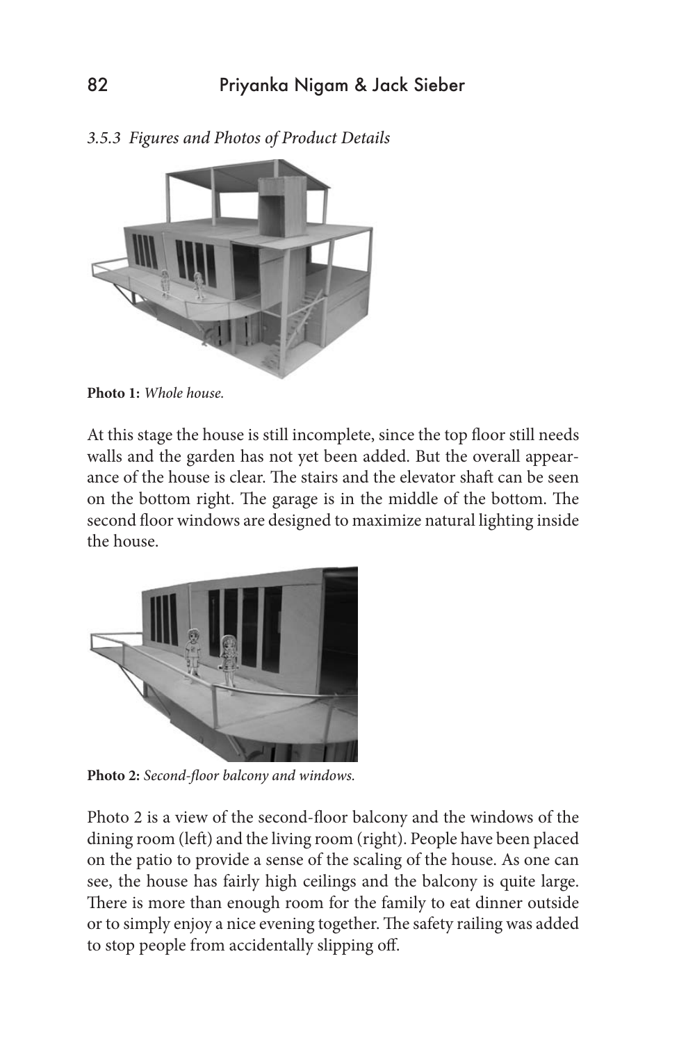### 3.5.3 *Figures and Photos of Product Details*

**Photo 1:** *Whole house.*

At this stage the house is still incomplete, since the top floor still needs walls and the garden has not yet been added. But the overall appearance of the house is clear. The stairs and the elevator shaft can be seen on the bottom right. The garage is in the middle of the bottom. The second floor windows are designed to maximize natural lighting inside the house.

**Photo 2:** *Second-floor balcony and windows.*

Photo 2 is a view of the second-floor balcony and the windows of the dining room (left) and the living room (right). People have been placed on the patio to provide a sense of the scaling of the house. As one can see, the house has fairly high ceilings and the balcony is quite large. There is more than enough room for the family to eat dinner outside or to simply enjoy a nice evening together. The safety railing was added to stop people from accidentally slipping off.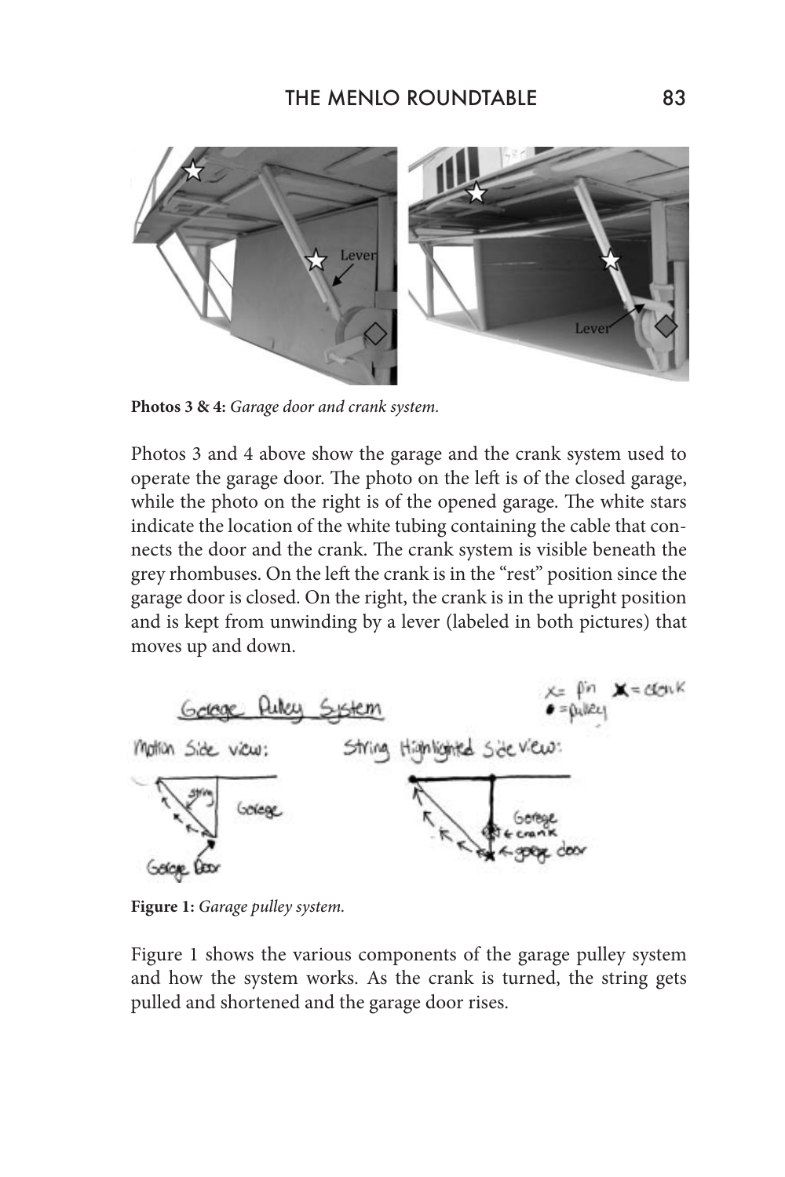**Photos 3 & 4:** *Garage door and crank system.*

Photos 3 and 4 above show the garage and the crank system used to operate the garage door. The photo on the left is of the closed garage, while the photo on the right is of the opened garage. The white stars indicate the location of the white tubing containing the cable that connects the door and the crank. The crank system is visible beneath the grey rhombuses. On the left the crank is in the "rest" position since the garage door is closed. On the right, the crank is in the upright position and is kept from unwinding by a lever (labeled in both pictures) that moves up and down.

**Figure 1:** *Garage pulley system.*

Figure 1 shows the various components of the garage pulley system and how the system works. As the crank is turned, the string gets pulled and shortened and the garage door rises.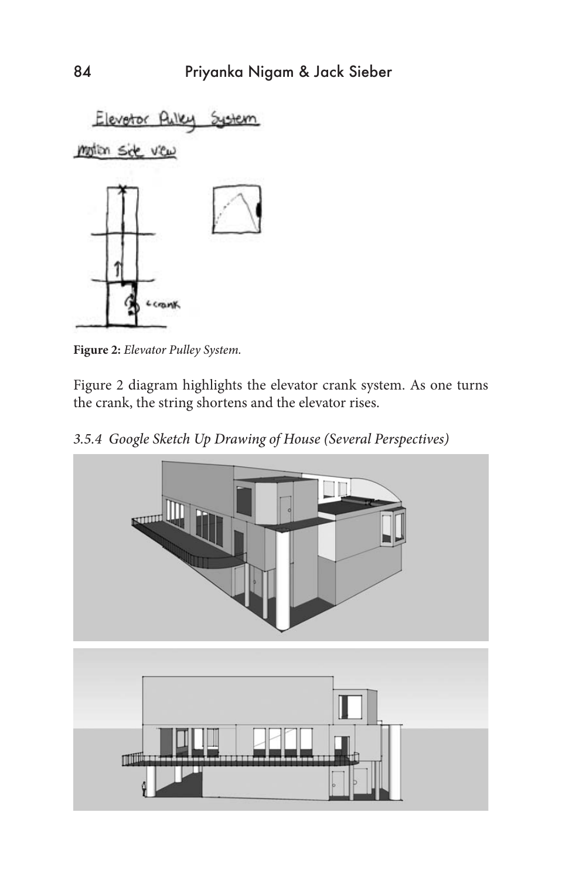Figure 2: *Elevator Pulley System.*

Figure 2 diagram highlights the elevator crank system. As one turns the crank, the string shortens and the elevator rises.

### *3.5.4 Google Sketch Up Drawing of House (Several Perspectives)*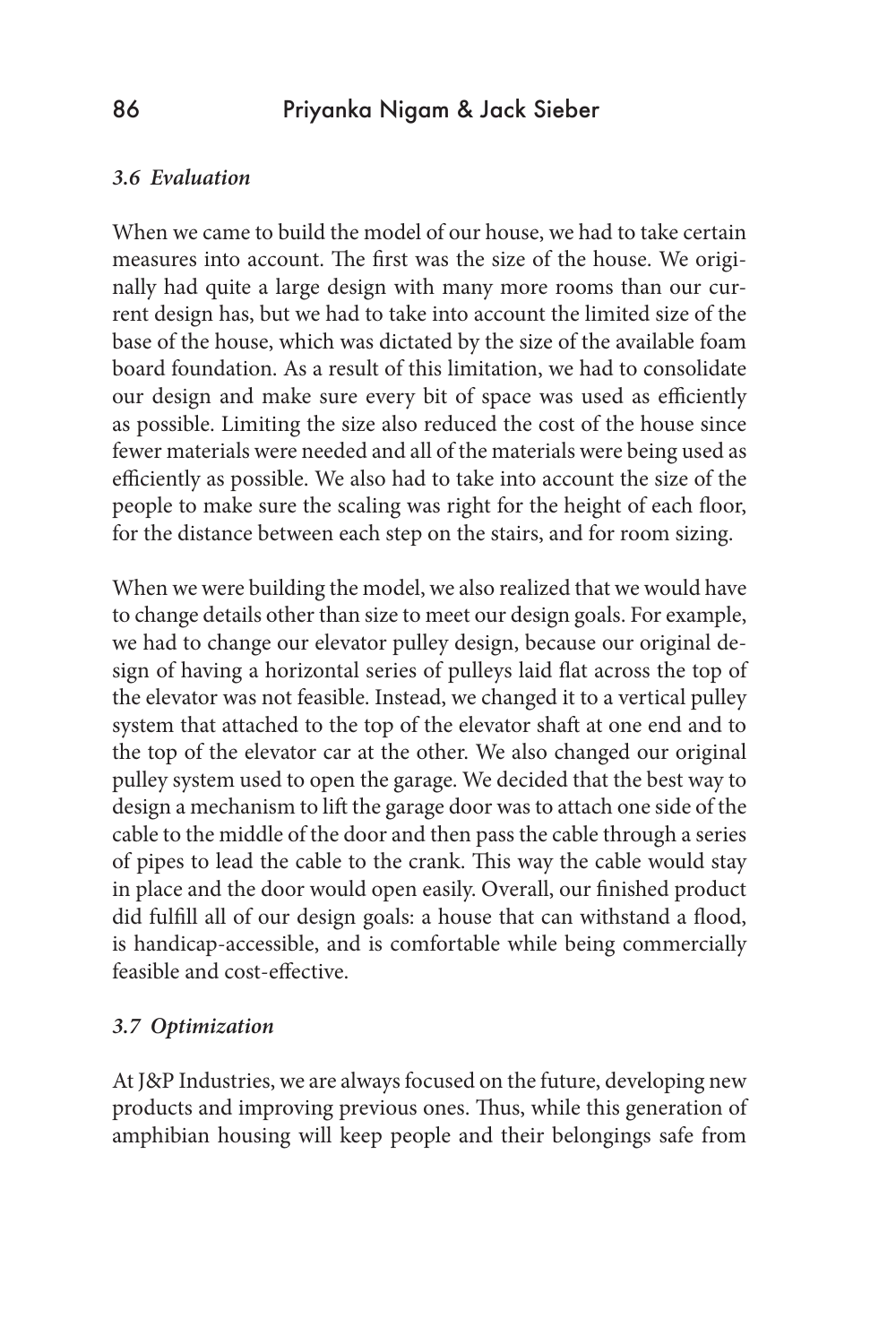### *3.6 Evaluation*

When we came to build the model of our house, we had to take certain measures into account. The first was the size of the house. We originally had quite a large design with many more rooms than our current design has, but we had to take into account the limited size of the base of the house, which was dictated by the size of the available foam board foundation. As a result of this limitation, we had to consolidate our design and make sure every bit of space was used as efficiently as possible. Limiting the size also reduced the cost of the house since fewer materials were needed and all of the materials were being used as efficiently as possible. We also had to take into account the size of the people to make sure the scaling was right for the height of each floor, for the distance between each step on the stairs, and for room sizing.

When we were building the model, we also realized that we would have to change details other than size to meet our design goals. For example, we had to change our elevator pulley design, because our original design of having a horizontal series of pulleys laid flat across the top of the elevator was not feasible. Instead, we changed it to a vertical pulley system that attached to the top of the elevator shaft at one end and to the top of the elevator car at the other. We also changed our original pulley system used to open the garage. We decided that the best way to design a mechanism to lift the garage door was to attach one side of the cable to the middle of the door and then pass the cable through a series of pipes to lead the cable to the crank. This way the cable would stay in place and the door would open easily. Overall, our finished product did fulfill all of our design goals: a house that can withstand a flood, is handicap-accessible, and is comfortable while being commercially feasible and cost-effective.

### *3.7 Optimization*

At J&P Industries, we are always focused on the future, developing new products and improving previous ones. Thus, while this generation of amphibian housing will keep people and their belongings safe from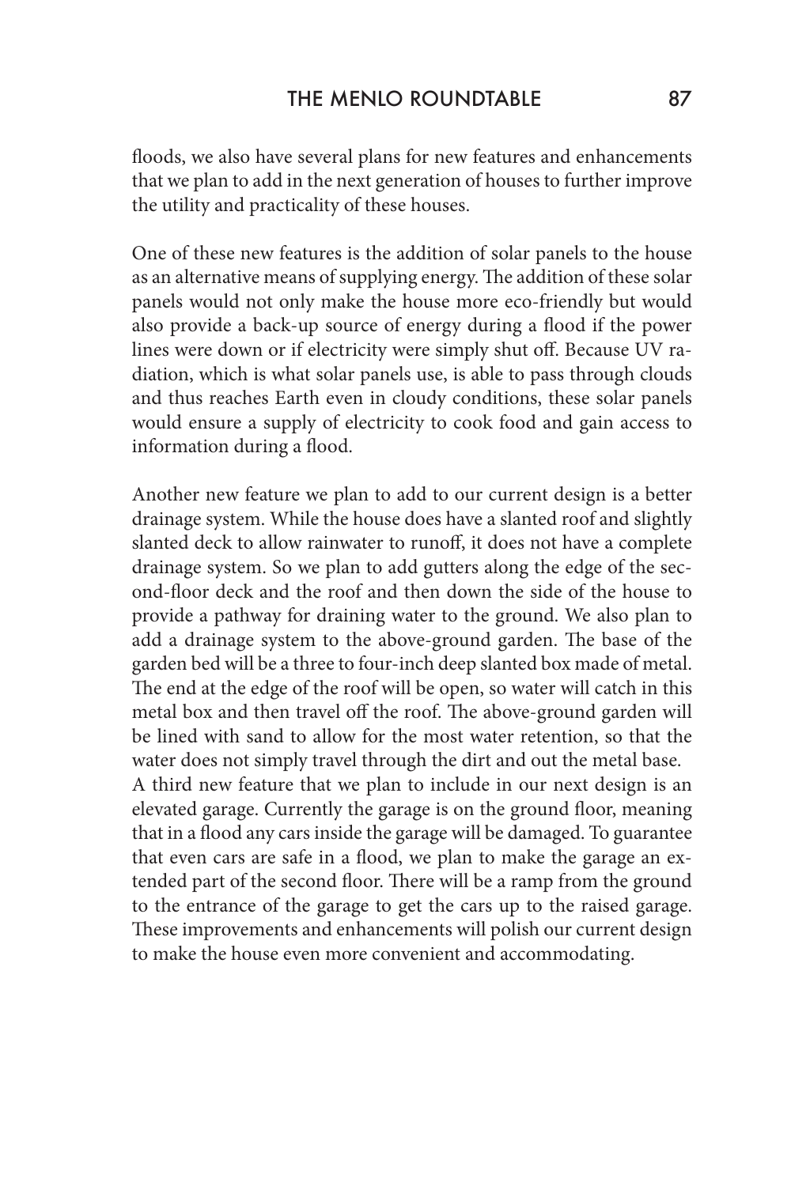floods, we also have several plans for new features and enhancements that we plan to add in the next generation of houses to further improve the utility and practicality of these houses.

One of these new features is the addition of solar panels to the house as an alternative means of supplying energy. The addition of these solar panels would not only make the house more eco-friendly but would also provide a back-up source of energy during a flood if the power lines were down or if electricity were simply shut off. Because UV radiation, which is what solar panels use, is able to pass through clouds and thus reaches Earth even in cloudy conditions, these solar panels would ensure a supply of electricity to cook food and gain access to information during a flood.

Another new feature we plan to add to our current design is a better drainage system. While the house does have a slanted roof and slightly slanted deck to allow rainwater to runoff, it does not have a complete drainage system. So we plan to add gutters along the edge of the second-floor deck and the roof and then down the side of the house to provide a pathway for draining water to the ground. We also plan to add a drainage system to the above-ground garden. The base of the garden bed will be a three to four-inch deep slanted box made of metal. The end at the edge of the roof will be open, so water will catch in this metal box and then travel off the roof. The above-ground garden will be lined with sand to allow for the most water retention, so that the water does not simply travel through the dirt and out the metal base.
A third new feature that we plan to include in our next design is an elevated garage. Currently the garage is on the ground floor, meaning that in a flood any cars inside the garage will be damaged. To guarantee that even cars are safe in a flood, we plan to make the garage an extended part of the second floor. There will be a ramp from the ground to the entrance of the garage to get the cars up to the raised garage. These improvements and enhancements will polish our current design to make the house even more convenient and accommodating.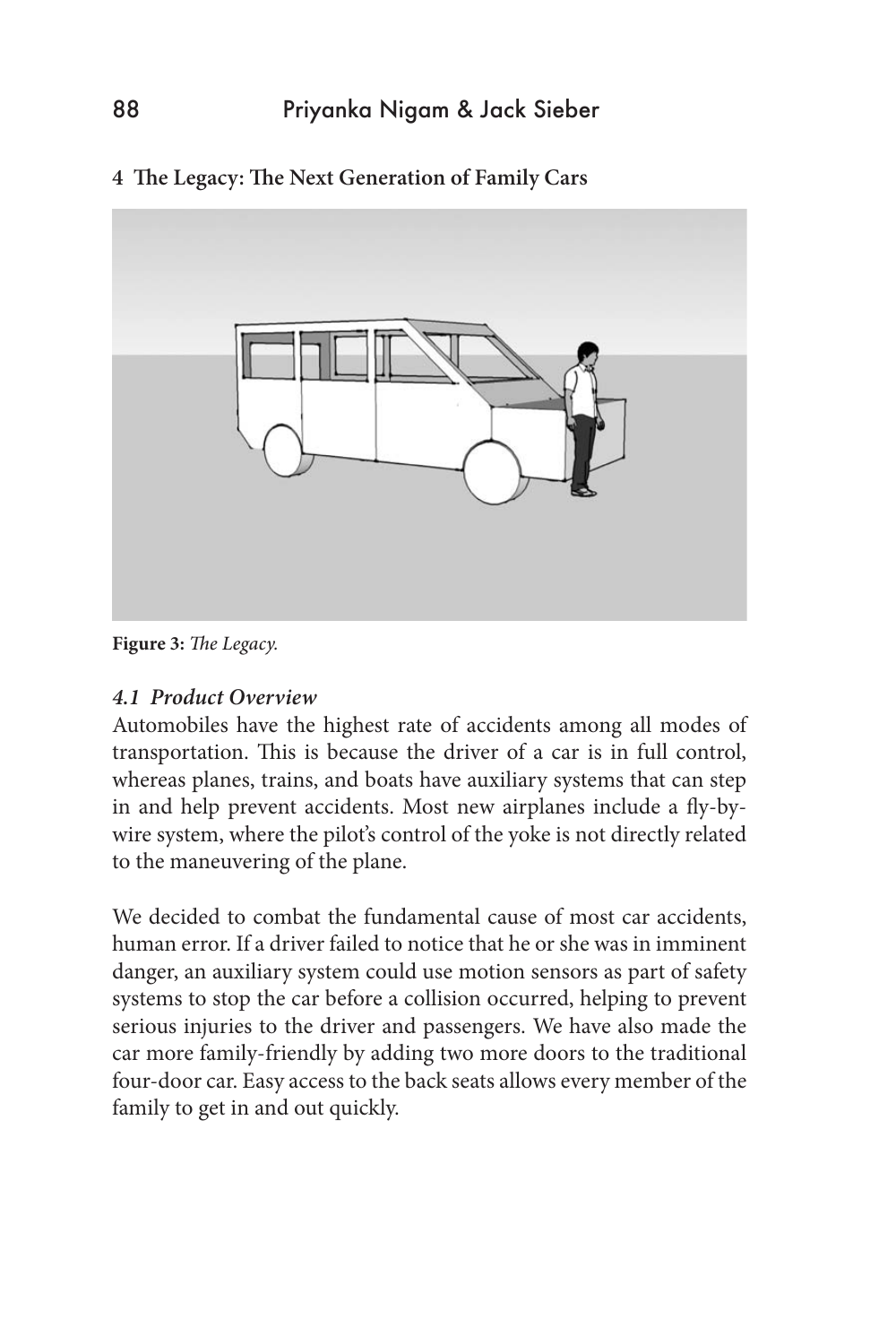## 4 The Legacy: The Next Generation of Family Cars

**Figure 3:** *The Legacy.*

### *4.1 Product Overview*

Automobiles have the highest rate of accidents among all modes of transportation. This is because the driver of a car is in full control, whereas planes, trains, and boats have auxiliary systems that can step in and help prevent accidents. Most new airplanes include a fly-by-wire system, where the pilot's control of the yoke is not directly related to the maneuvering of the plane.

We decided to combat the fundamental cause of most car accidents, human error. If a driver failed to notice that he or she was in imminent danger, an auxiliary system could use motion sensors as part of safety systems to stop the car before a collision occurred, helping to prevent serious injuries to the driver and passengers. We have also made the car more family-friendly by adding two more doors to the traditional four-door car. Easy access to the back seats allows every member of the family to get in and out quickly.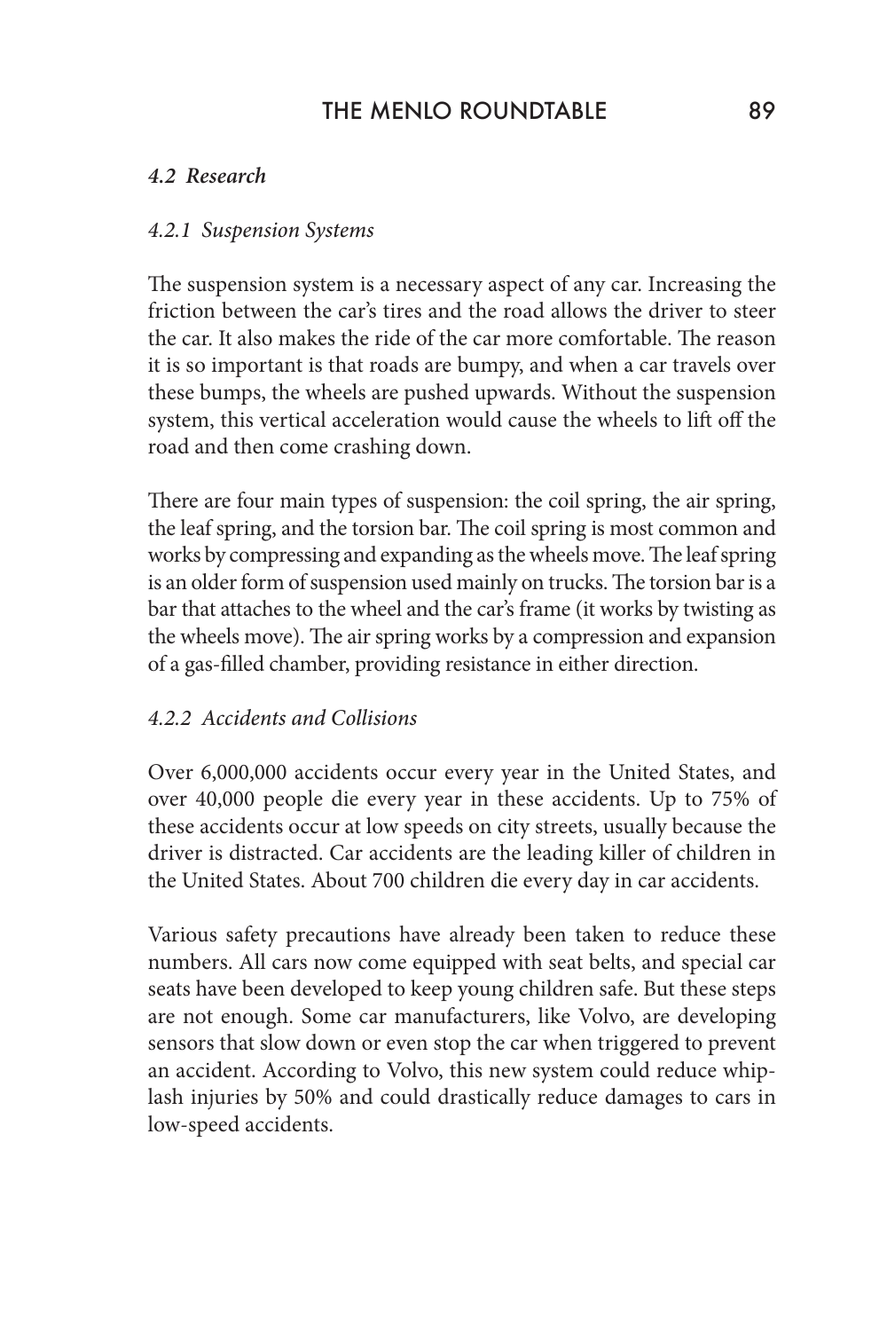### *4.2 Research*

#### *4.2.1 Suspension Systems*

The suspension system is a necessary aspect of any car. Increasing the friction between the car's tires and the road allows the driver to steer the car. It also makes the ride of the car more comfortable. The reason it is so important is that roads are bumpy, and when a car travels over these bumps, the wheels are pushed upwards. Without the suspension system, this vertical acceleration would cause the wheels to lift off the road and then come crashing down.

There are four main types of suspension: the coil spring, the air spring, the leaf spring, and the torsion bar. The coil spring is most common and works by compressing and expanding as the wheels move. The leaf spring is an older form of suspension used mainly on trucks. The torsion bar is a bar that attaches to the wheel and the car's frame (it works by twisting as the wheels move). The air spring works by a compression and expansion of a gas-filled chamber, providing resistance in either direction.

#### *4.2.2 Accidents and Collisions*

Over 6,000,000 accidents occur every year in the United States, and over 40,000 people die every year in these accidents. Up to 75% of these accidents occur at low speeds on city streets, usually because the driver is distracted. Car accidents are the leading killer of children in the United States. About 700 children die every day in car accidents.

Various safety precautions have already been taken to reduce these numbers. All cars now come equipped with seat belts, and special car seats have been developed to keep young children safe. But these steps are not enough. Some car manufacturers, like Volvo, are developing sensors that slow down or even stop the car when triggered to prevent an accident. According to Volvo, this new system could reduce whiplash injuries by 50% and could drastically reduce damages to cars in low-speed accidents.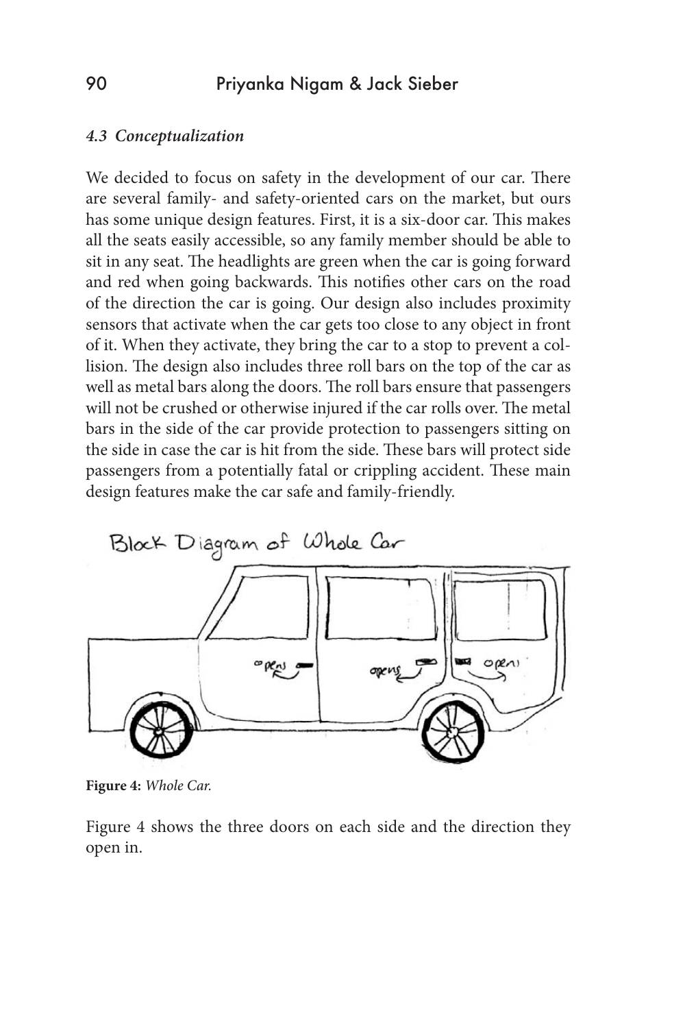### *4.3 Conceptualization*

We decided to focus on safety in the development of our car. There are several family- and safety-oriented cars on the market, but ours has some unique design features. First, it is a six-door car. This makes all the seats easily accessible, so any family member should be able to sit in any seat. The headlights are green when the car is going forward and red when going backwards. This notifies other cars on the road of the direction the car is going. Our design also includes proximity sensors that activate when the car gets too close to any object in front of it. When they activate, they bring the car to a stop to prevent a collision. The design also includes three roll bars on the top of the car as well as metal bars along the doors. The roll bars ensure that passengers will not be crushed or otherwise injured if the car rolls over. The metal bars in the side of the car provide protection to passengers sitting on the side in case the car is hit from the side. These bars will protect side passengers from a potentially fatal or crippling accident. These main design features make the car safe and family-friendly.

**Figure 4:** *Whole Car.*

Figure 4 shows the three doors on each side and the direction they open in.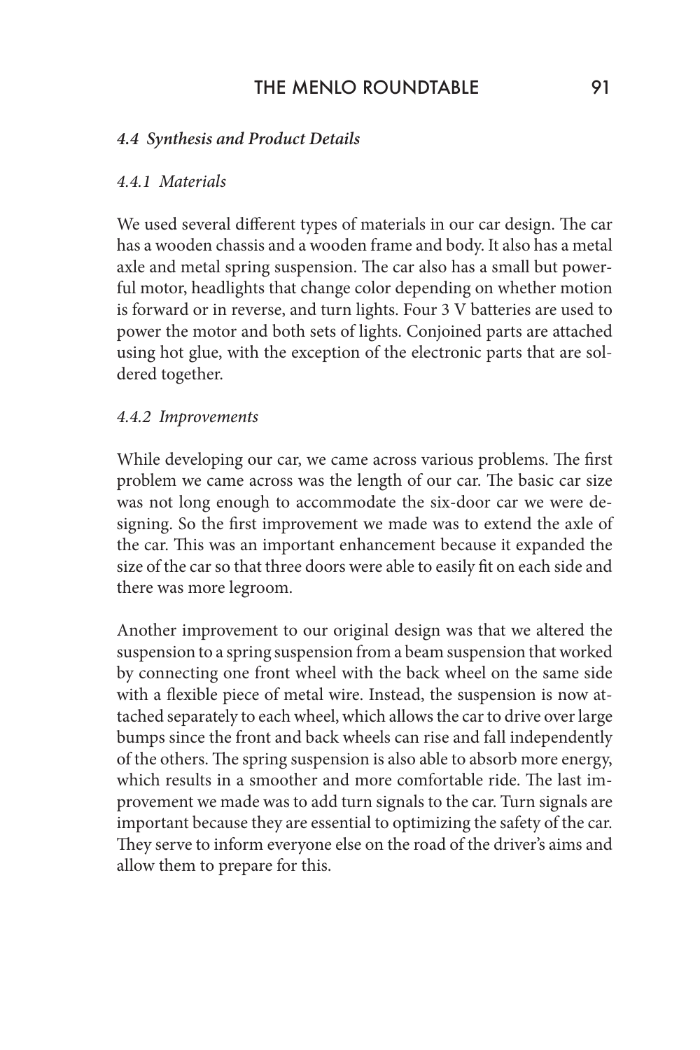### *4.4 Synthesis and Product Details*

#### *4.4.1 Materials*

We used several different types of materials in our car design. The car has a wooden chassis and a wooden frame and body. It also has a metal axle and metal spring suspension. The car also has a small but powerful motor, headlights that change color depending on whether motion is forward or in reverse, and turn lights. Four 3 V batteries are used to power the motor and both sets of lights. Conjoined parts are attached using hot glue, with the exception of the electronic parts that are soldered together.

#### *4.4.2 Improvements*

While developing our car, we came across various problems. The first problem we came across was the length of our car. The basic car size was not long enough to accommodate the six-door car we were designing. So the first improvement we made was to extend the axle of the car. This was an important enhancement because it expanded the size of the car so that three doors were able to easily fit on each side and there was more legroom.

Another improvement to our original design was that we altered the suspension to a spring suspension from a beam suspension that worked by connecting one front wheel with the back wheel on the same side with a flexible piece of metal wire. Instead, the suspension is now attached separately to each wheel, which allows the car to drive over large bumps since the front and back wheels can rise and fall independently of the others. The spring suspension is also able to absorb more energy, which results in a smoother and more comfortable ride. The last improvement we made was to add turn signals to the car. Turn signals are important because they are essential to optimizing the safety of the car. They serve to inform everyone else on the road of the driver's aims and allow them to prepare for this.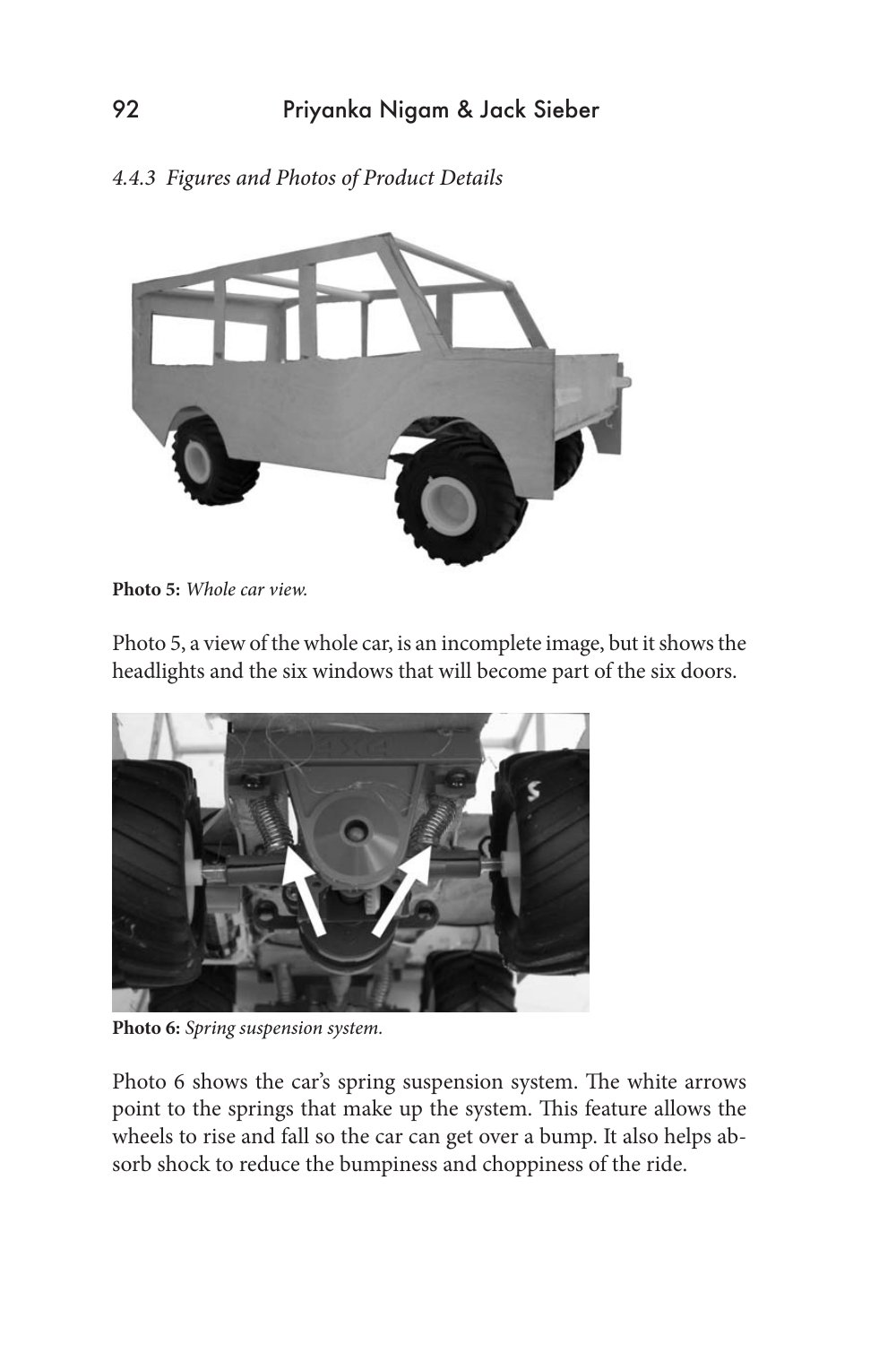*4.4.3 Figures and Photos of Product Details*

**Photo 5:** *Whole car view.*

Photo 5, a view of the whole car, is an incomplete image, but it shows the headlights and the six windows that will become part of the six doors.

**Photo 6:** *Spring suspension system.*

Photo 6 shows the car's spring suspension system. The white arrows point to the springs that make up the system. This feature allows the wheels to rise and fall so the car can get over a bump. It also helps absorb shock to reduce the bumpiness and choppiness of the ride.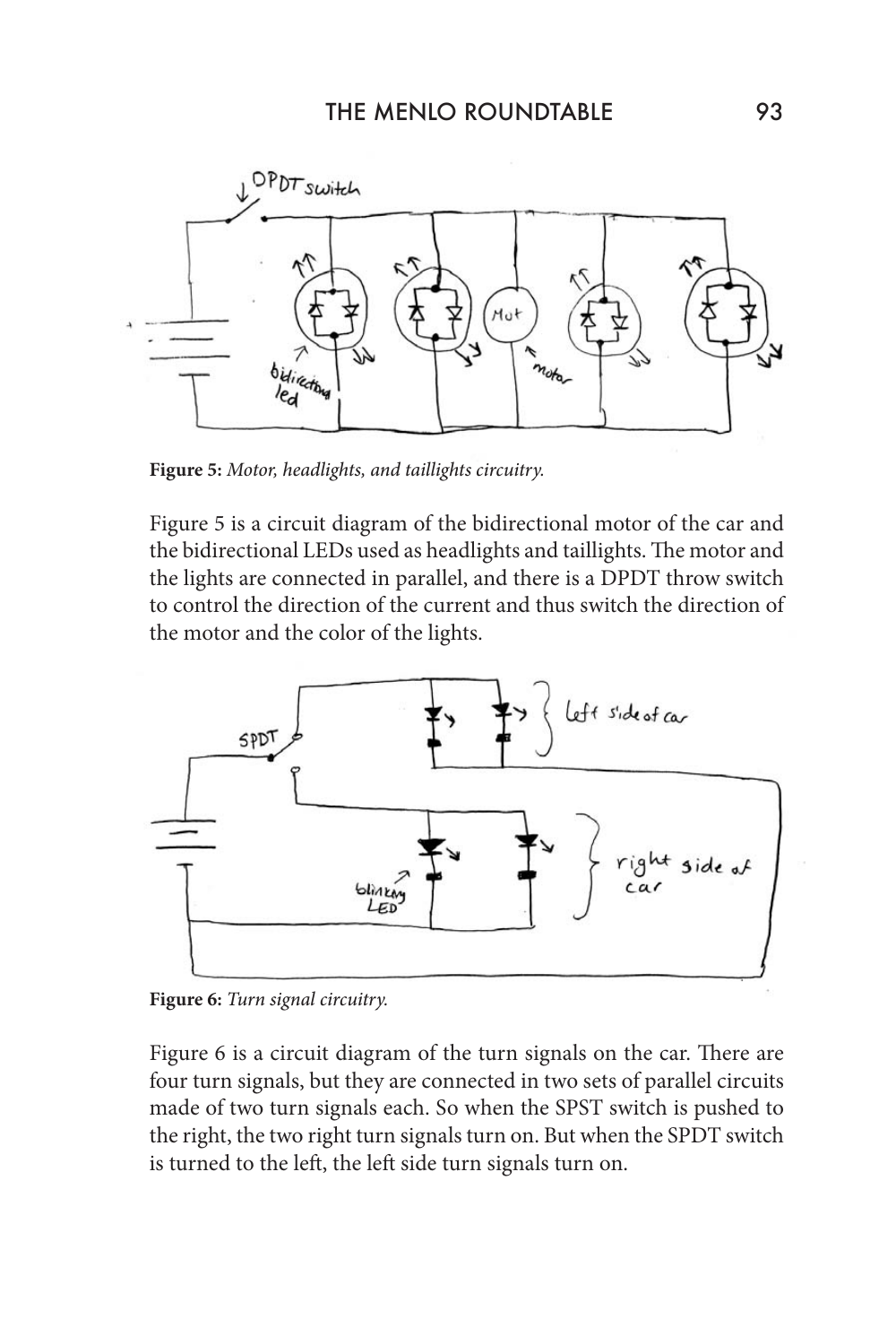**Figure 5:** *Motor, headlights, and taillights circuitry.*

Figure 5 is a circuit diagram of the bidirectional motor of the car and the bidirectional LEDs used as headlights and taillights. The motor and the lights are connected in parallel, and there is a DPDT throw switch to control the direction of the current and thus switch the direction of the motor and the color of the lights.

**Figure 6:** *Turn signal circuitry.*

Figure 6 is a circuit diagram of the turn signals on the car. There are four turn signals, but they are connected in two sets of parallel circuits made of two turn signals each. So when the SPST switch is pushed to the right, the two right turn signals turn on. But when the SPDT switch is turned to the left, the left side turn signals turn on.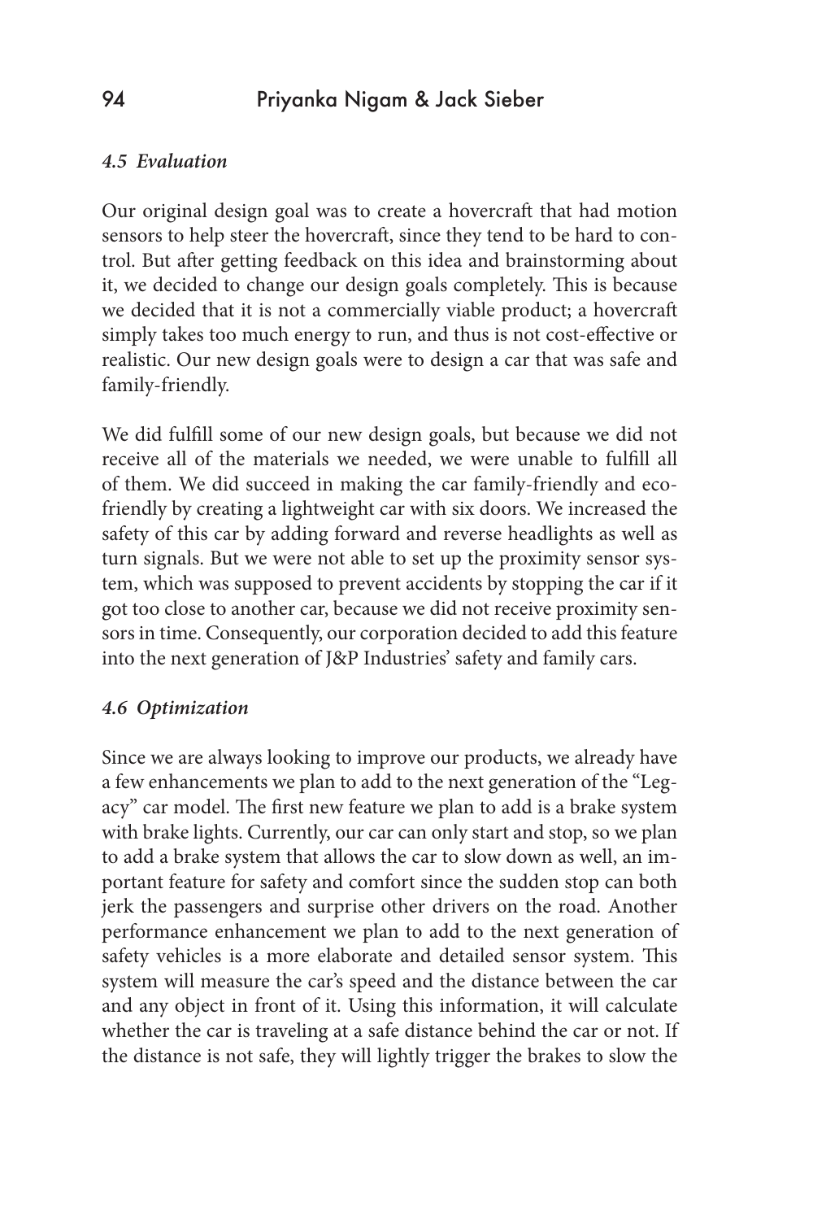#### *4.5 Evaluation*

Our original design goal was to create a hovercraft that had motion sensors to help steer the hovercraft, since they tend to be hard to control. But after getting feedback on this idea and brainstorming about it, we decided to change our design goals completely. This is because we decided that it is not a commercially viable product; a hovercraft simply takes too much energy to run, and thus is not cost-effective or realistic. Our new design goals were to design a car that was safe and family-friendly.

We did fulfill some of our new design goals, but because we did not receive all of the materials we needed, we were unable to fulfill all of them. We did succeed in making the car family-friendly and eco-friendly by creating a lightweight car with six doors. We increased the safety of this car by adding forward and reverse headlights as well as turn signals. But we were not able to set up the proximity sensor system, which was supposed to prevent accidents by stopping the car if it got too close to another car, because we did not receive proximity sensors in time. Consequently, our corporation decided to add this feature into the next generation of J&P Industries' safety and family cars.

#### *4.6 Optimization*

Since we are always looking to improve our products, we already have a few enhancements we plan to add to the next generation of the "Legacy" car model. The first new feature we plan to add is a brake system with brake lights. Currently, our car can only start and stop, so we plan to add a brake system that allows the car to slow down as well, an important feature for safety and comfort since the sudden stop can both jerk the passengers and surprise other drivers on the road. Another performance enhancement we plan to add to the next generation of safety vehicles is a more elaborate and detailed sensor system. This system will measure the car's speed and the distance between the car and any object in front of it. Using this information, it will calculate whether the car is traveling at a safe distance behind the car or not. If the distance is not safe, they will lightly trigger the brakes to slow the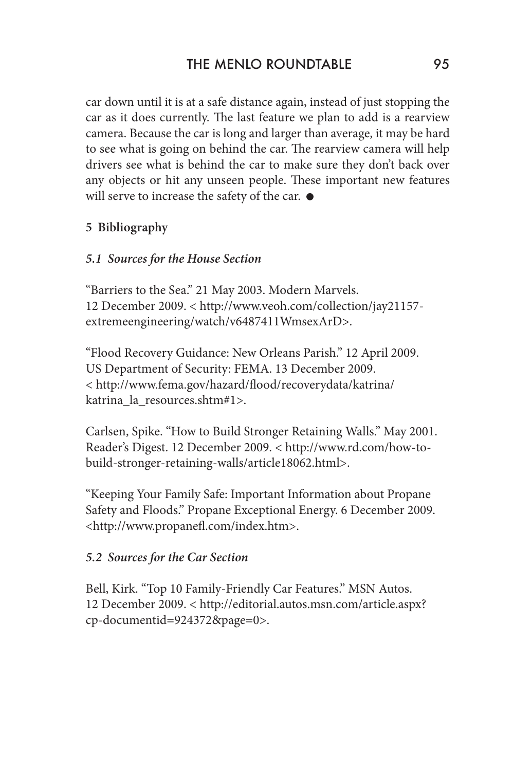car down until it is at a safe distance again, instead of just stopping the car as it does currently. The last feature we plan to add is a rearview camera. Because the car is long and larger than average, it may be hard to see what is going on behind the car. The rearview camera will help drivers see what is behind the car to make sure they don't back over any objects or hit any unseen people. These important new features will serve to increase the safety of the car. ●

## 5 Bibliography

### *5.1 Sources for the House Section*

"Barriers to the Sea." 21 May 2003. Modern Marvels. 12 December 2009. < http://www.veoh.com/collection/jay21157-extremeengineering/watch/v6487411WmsexArD>.

"Flood Recovery Guidance: New Orleans Parish." 12 April 2009. US Department of Security: FEMA. 13 December 2009. < http://www.fema.gov/hazard/flood/recoverydata/katrina/katrina_la_resources.shtm#1>.

Carlsen, Spike. "How to Build Stronger Retaining Walls." May 2001. Reader's Digest. 12 December 2009. < http://www.rd.com/how-to-build-stronger-retaining-walls/article18062.html>.

"Keeping Your Family Safe: Important Information about Propane Safety and Floods." Propane Exceptional Energy. 6 December 2009. <http://www.propanefl.com/index.htm>.

### *5.2 Sources for the Car Section*

Bell, Kirk. "Top 10 Family-Friendly Car Features." MSN Autos. 12 December 2009. < http://editorial.autos.msn.com/article.aspx?cp-documentid=924372&page=0>.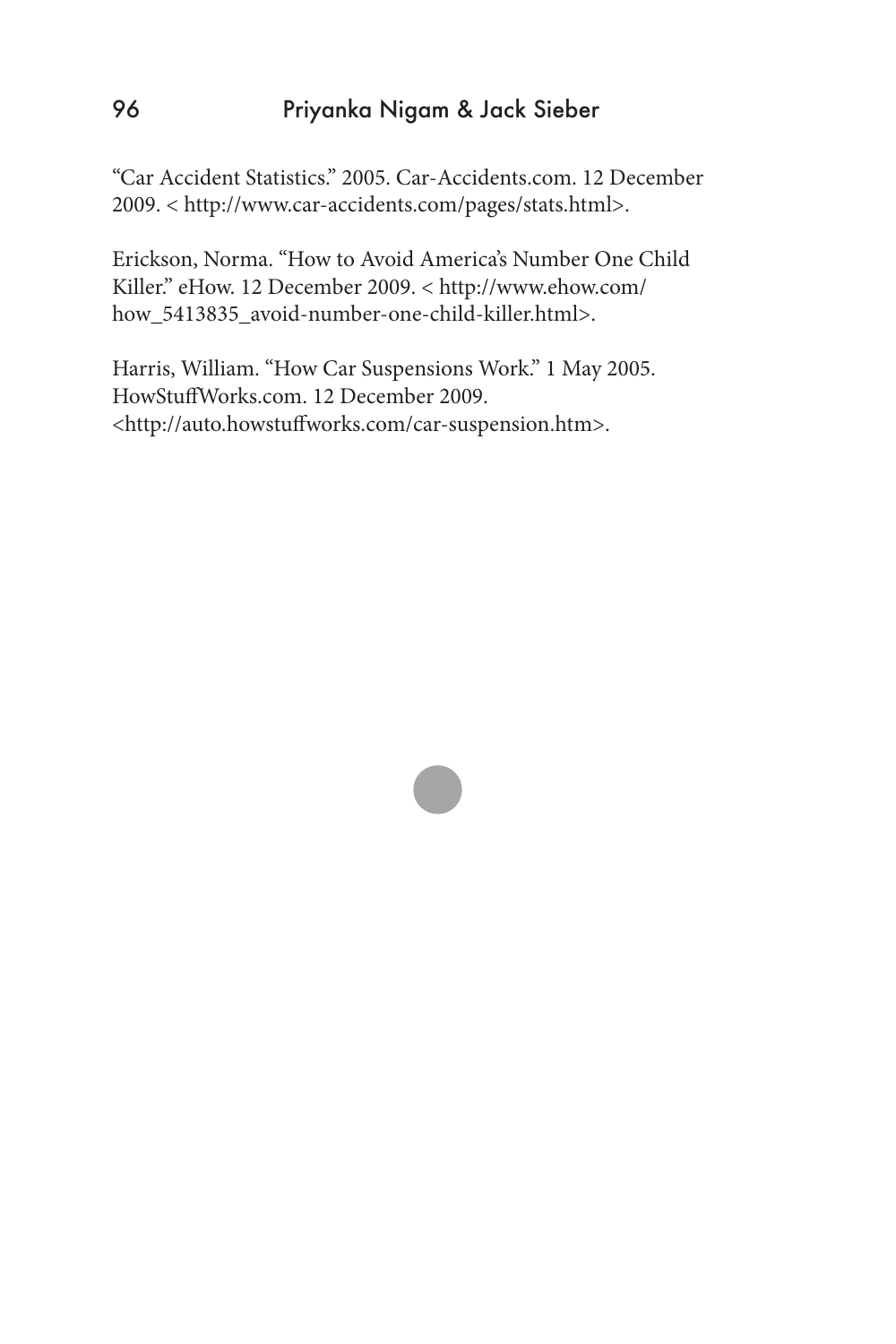"Car Accident Statistics." 2005. Car-Accidents.com. 12 December 2009. < http://www.car-accidents.com/pages/stats.html>.

Erickson, Norma. "How to Avoid America's Number One Child Killer." eHow. 12 December 2009. < http://www.ehow.com/how_5413835_avoid-number-one-child-killer.html>.

Harris, William. "How Car Suspensions Work." 1 May 2005. HowStuffWorks.com. 12 December 2009. <http://auto.howstuffworks.com/car-suspension.htm>.